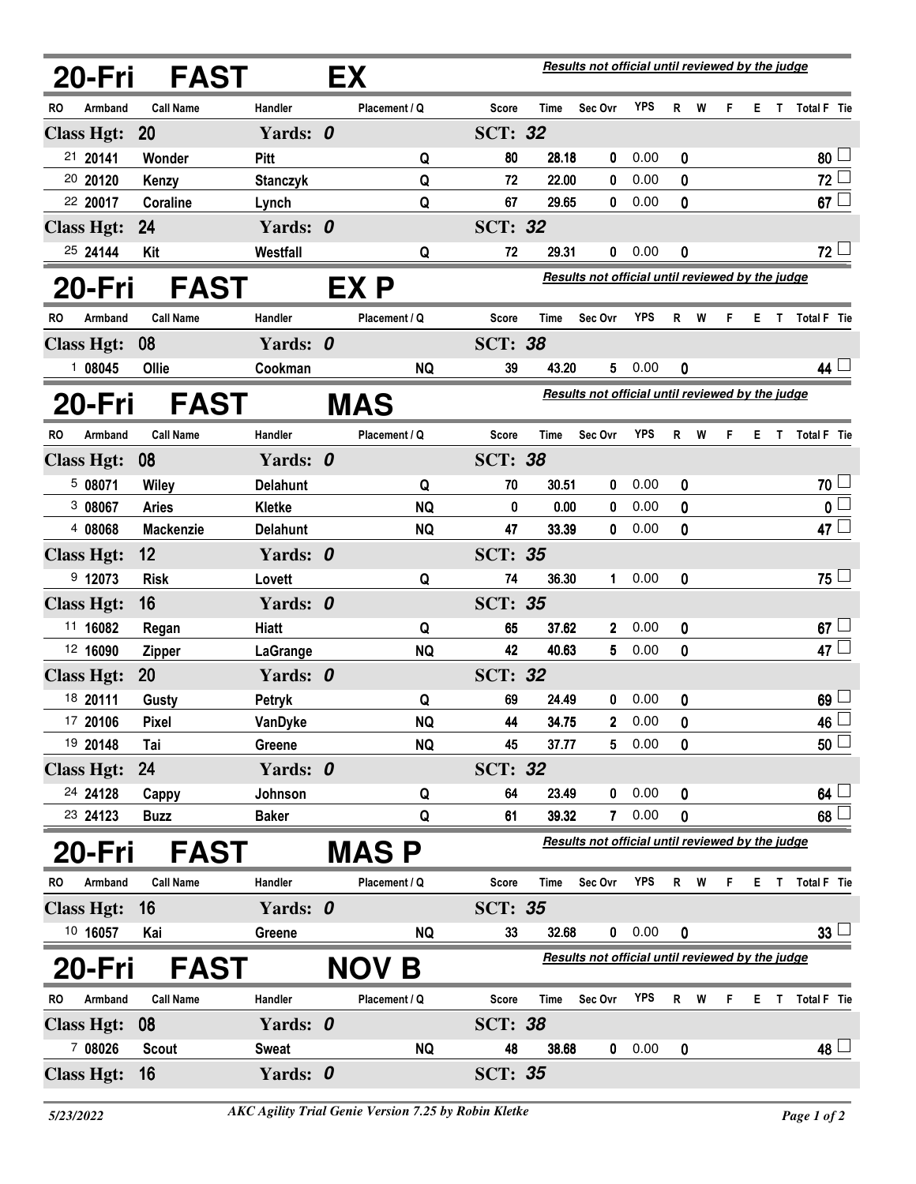## 20-Fri FAST EX

*Results not official until reviewed by the judge*

| RO | Armband | Call Name | Handler | Placement / Q | Score | Time | Sec Ovr | YPS | R | W | F | E | T | Total F | Tie |
|---|---|---|---|---|---|---|---|---|---|---|---|---|---|---|---|
| **Class Hgt: 20** | | | **Yards: 0** | | **SCT: 32** | | | | | | | | | | |
| 21 | 20141 | Wonder | Pitt | Q | 80 | 28.18 | 0 | 0.00 | 0 | | | | | 80 | ☐ |
| 20 | 20120 | Kenzy | Stanczyk | Q | 72 | 22.00 | 0 | 0.00 | 0 | | | | | 72 | ☐ |
| 22 | 20017 | Coraline | Lynch | Q | 67 | 29.65 | 0 | 0.00 | 0 | | | | | 67 | ☐ |
| **Class Hgt: 24** | | | **Yards: 0** | | **SCT: 32** | | | | | | | | | | |
| 25 | 24144 | Kit | Westfall | Q | 72 | 29.31 | 0 | 0.00 | 0 | | | | | 72 | ☐ |

## 20-Fri FAST EX P

*Results not official until reviewed by the judge*

| RO | Armband | Call Name | Handler | Placement / Q | Score | Time | Sec Ovr | YPS | R | W | F | E | T | Total F | Tie |
|---|---|---|---|---|---|---|---|---|---|---|---|---|---|---|---|
| **Class Hgt: 08** | | | **Yards: 0** | | **SCT: 38** | | | | | | | | | | |
| 1 | 08045 | Ollie | Cookman | NQ | 39 | 43.20 | 5 | 0.00 | 0 | | | | | 44 | ☐ |

## 20-Fri FAST MAS

*Results not official until reviewed by the judge*

| RO | Armband | Call Name | Handler | Placement / Q | Score | Time | Sec Ovr | YPS | R | W | F | E | T | Total F | Tie |
|---|---|---|---|---|---|---|---|---|---|---|---|---|---|---|---|
| **Class Hgt: 08** | | | **Yards: 0** | | **SCT: 38** | | | | | | | | | | |
| 5 | 08071 | Wiley | Delahunt | Q | 70 | 30.51 | 0 | 0.00 | 0 | | | | | 70 | ☐ |
| 3 | 08067 | Aries | Kletke | NQ | 0 | 0.00 | 0 | 0.00 | 0 | | | | | 0 | ☐ |
| 4 | 08068 | Mackenzie | Delahunt | NQ | 47 | 33.39 | 0 | 0.00 | 0 | | | | | 47 | ☐ |
| **Class Hgt: 12** | | | **Yards: 0** | | **SCT: 35** | | | | | | | | | | |
| 9 | 12073 | Risk | Lovett | Q | 74 | 36.30 | 1 | 0.00 | 0 | | | | | 75 | ☐ |
| **Class Hgt: 16** | | | **Yards: 0** | | **SCT: 35** | | | | | | | | | | |
| 11 | 16082 | Regan | Hiatt | Q | 65 | 37.62 | 2 | 0.00 | 0 | | | | | 67 | ☐ |
| 12 | 16090 | Zipper | LaGrange | NQ | 42 | 40.63 | 5 | 0.00 | 0 | | | | | 47 | ☐ |
| **Class Hgt: 20** | | | **Yards: 0** | | **SCT: 32** | | | | | | | | | | |
| 18 | 20111 | Gusty | Petryk | Q | 69 | 24.49 | 0 | 0.00 | 0 | | | | | 69 | ☐ |
| 17 | 20106 | Pixel | VanDyke | NQ | 44 | 34.75 | 2 | 0.00 | 0 | | | | | 46 | ☐ |
| 19 | 20148 | Tai | Greene | NQ | 45 | 37.77 | 5 | 0.00 | 0 | | | | | 50 | ☐ |
| **Class Hgt: 24** | | | **Yards: 0** | | **SCT: 32** | | | | | | | | | | |
| 24 | 24128 | Cappy | Johnson | Q | 64 | 23.49 | 0 | 0.00 | 0 | | | | | 64 | ☐ |
| 23 | 24123 | Buzz | Baker | Q | 61 | 39.32 | 7 | 0.00 | 0 | | | | | 68 | ☐ |

## 20-Fri FAST MAS P

*Results not official until reviewed by the judge*

| RO | Armband | Call Name | Handler | Placement / Q | Score | Time | Sec Ovr | YPS | R | W | F | E | T | Total F | Tie |
|---|---|---|---|---|---|---|---|---|---|---|---|---|---|---|---|
| **Class Hgt: 16** | | | **Yards: 0** | | **SCT: 35** | | | | | | | | | | |
| 10 | 16057 | Kai | Greene | NQ | 33 | 32.68 | 0 | 0.00 | 0 | | | | | 33 | ☐ |

## 20-Fri FAST NOV B

*Results not official until reviewed by the judge*

| RO | Armband | Call Name | Handler | Placement / Q | Score | Time | Sec Ovr | YPS | R | W | F | E | T | Total F | Tie |
|---|---|---|---|---|---|---|---|---|---|---|---|---|---|---|---|
| **Class Hgt: 08** | | | **Yards: 0** | | **SCT: 38** | | | | | | | | | | |
| 7 | 08026 | Scout | Sweat | NQ | 48 | 38.68 | 0 | 0.00 | 0 | | | | | 48 | ☐ |
| **Class Hgt: 16** | | | **Yards: 0** | | **SCT: 35** | | | | | | | | | | |

*5/23/2022* *AKC Agility Trial Genie Version 7.25 by Robin Kletke*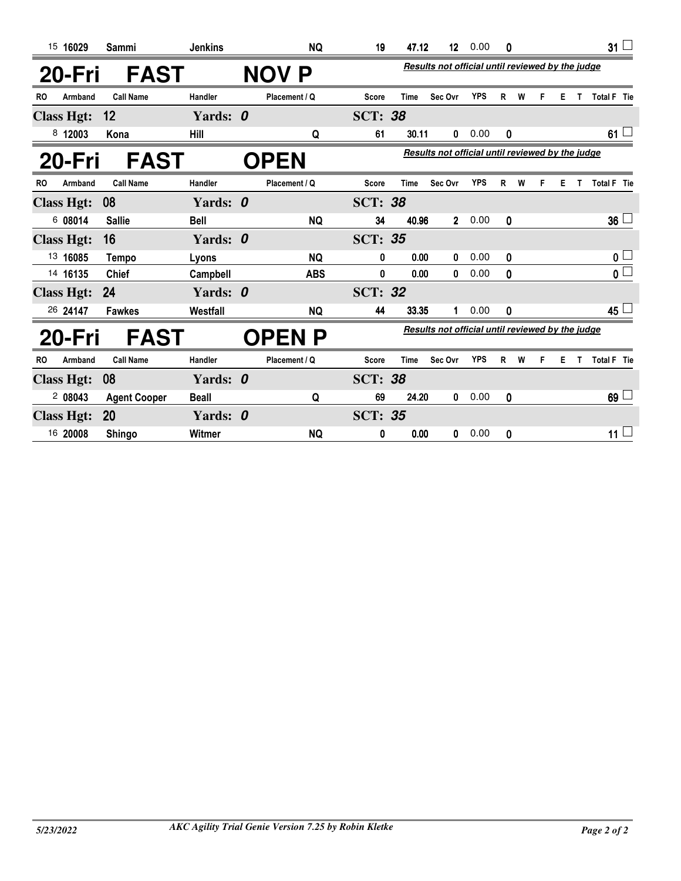| RO | Armband | Call Name | Handler | Placement / Q | Score | Time | Sec Ovr | YPS | R | W | F | E | T | Total F | Tie |
|---|---|---|---|---|---|---|---|---|---|---|---|---|---|---|---|
| 15 | 16029 | Sammi | Jenkins | NQ | 19 | 47.12 | 12 | 0.00 | 0 | | | | | 31 | ☐ |

## 20-Fri FAST NOV P

*Results not official until reviewed by the judge*

| RO | Armband | Call Name | Handler | Placement / Q | Score | Time | Sec Ovr | YPS | R | W | F | E | T | Total F | Tie |
|---|---|---|---|---|---|---|---|---|---|---|---|---|---|---|---|
| **Class Hgt: 12** | | | **Yards: 0** | | **SCT: 38** | | | | | | | | | | |
| 8 | 12003 | Kona | Hill | Q | 61 | 30.11 | 0 | 0.00 | 0 | | | | | 61 | ☐ |

## 20-Fri FAST OPEN

*Results not official until reviewed by the judge*

| RO | Armband | Call Name | Handler | Placement / Q | Score | Time | Sec Ovr | YPS | R | W | F | E | T | Total F | Tie |
|---|---|---|---|---|---|---|---|---|---|---|---|---|---|---|---|
| **Class Hgt: 08** | | | **Yards: 0** | | **SCT: 38** | | | | | | | | | | |
| 6 | 08014 | Sallie | Bell | NQ | 34 | 40.96 | 2 | 0.00 | 0 | | | | | 36 | ☐ |
| **Class Hgt: 16** | | | **Yards: 0** | | **SCT: 35** | | | | | | | | | | |
| 13 | 16085 | Tempo | Lyons | NQ | 0 | 0.00 | 0 | 0.00 | 0 | | | | | 0 | ☐ |
| 14 | 16135 | Chief | Campbell | ABS | 0 | 0.00 | 0 | 0.00 | 0 | | | | | 0 | ☐ |
| **Class Hgt: 24** | | | **Yards: 0** | | **SCT: 32** | | | | | | | | | | |
| 26 | 24147 | Fawkes | Westfall | NQ | 44 | 33.35 | 1 | 0.00 | 0 | | | | | 45 | ☐ |

## 20-Fri FAST OPEN P

*Results not official until reviewed by the judge*

| RO | Armband | Call Name | Handler | Placement / Q | Score | Time | Sec Ovr | YPS | R | W | F | E | T | Total F | Tie |
|---|---|---|---|---|---|---|---|---|---|---|---|---|---|---|---|
| **Class Hgt: 08** | | | **Yards: 0** | | **SCT: 38** | | | | | | | | | | |
| 2 | 08043 | Agent Cooper | Beall | Q | 69 | 24.20 | 0 | 0.00 | 0 | | | | | 69 | ☐ |
| **Class Hgt: 20** | | | **Yards: 0** | | **SCT: 35** | | | | | | | | | | |
| 16 | 20008 | Shingo | Witmer | NQ | 0 | 0.00 | 0 | 0.00 | 0 | | | | | 11 | ☐ |

*5/23/2022* *AKC Agility Trial Genie Version 7.25 by Robin Kletke*